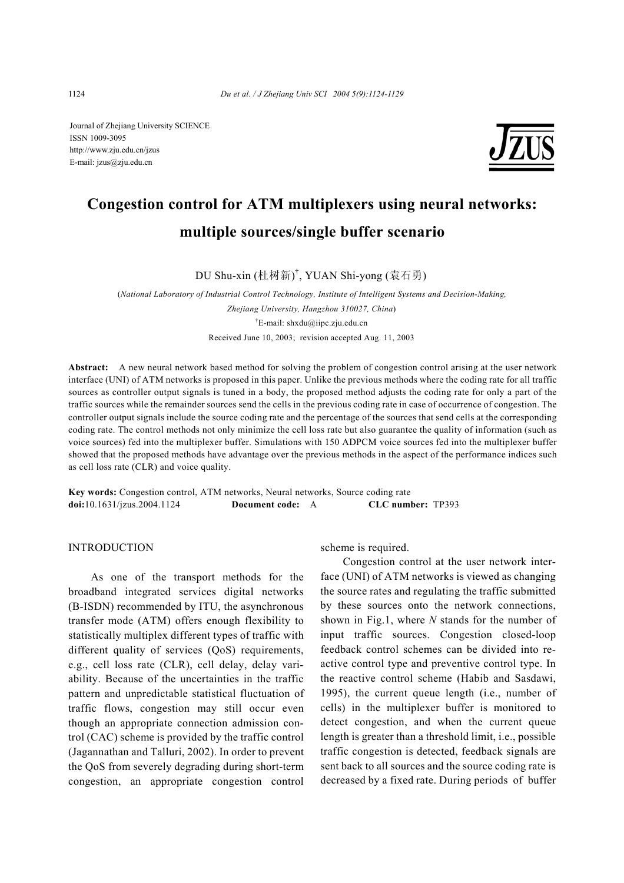Journal of Zhejiang University SCIENCE
ISSN 1009-3095
http://www.zju.edu.cn/jzus
E-mail: jzus@zju.edu.cn

# Congestion control for ATM multiplexers using neural networks: multiple sources/single buffer scenario

DU Shu-xin (杜树新)[†], YUAN Shi-yong (袁石勇)

(*National Laboratory of Industrial Control Technology, Institute of Intelligent Systems and Decision-Making, Zhejiang University, Hangzhou 310027, China*)

[†]E-mail: shxdu@iipc.zju.edu.cn

Received June 10, 2003; revision accepted Aug. 11, 2003

**Abstract:** A new neural network based method for solving the problem of congestion control arising at the user network interface (UNI) of ATM networks is proposed in this paper. Unlike the previous methods where the coding rate for all traffic sources as controller output signals is tuned in a body, the proposed method adjusts the coding rate for only a part of the traffic sources while the remainder sources send the cells in the previous coding rate in case of occurrence of congestion. The controller output signals include the source coding rate and the percentage of the sources that send cells at the corresponding coding rate. The control methods not only minimize the cell loss rate but also guarantee the quality of information (such as voice sources) fed into the multiplexer buffer. Simulations with 150 ADPCM voice sources fed into the multiplexer buffer showed that the proposed methods have advantage over the previous methods in the aspect of the performance indices such as cell loss rate (CLR) and voice quality.

**Key words:** Congestion control, ATM networks, Neural networks, Source coding rate
**doi:**10.1631/jzus.2004.1124 **Document code:** A **CLC number:** TP393

## INTRODUCTION

As one of the transport methods for the broadband integrated services digital networks (B-ISDN) recommended by ITU, the asynchronous transfer mode (ATM) offers enough flexibility to statistically multiplex different types of traffic with different quality of services (QoS) requirements, e.g., cell loss rate (CLR), cell delay, delay variability. Because of the uncertainties in the traffic pattern and unpredictable statistical fluctuation of traffic flows, congestion may still occur even though an appropriate connection admission control (CAC) scheme is provided by the traffic control (Jagannathan and Talluri, 2002). In order to prevent the QoS from severely degrading during short-term congestion, an appropriate congestion control scheme is required.

Congestion control at the user network interface (UNI) of ATM networks is viewed as changing the source rates and regulating the traffic submitted by these sources onto the network connections, shown in Fig.1, where $N$ stands for the number of input traffic sources. Congestion closed-loop feedback control schemes can be divided into reactive control type and preventive control type. In the reactive control scheme (Habib and Sasdawi, 1995), the current queue length (i.e., number of cells) in the multiplexer buffer is monitored to detect congestion, and when the current queue length is greater than a threshold limit, i.e., possible traffic congestion is detected, feedback signals are sent back to all sources and the source coding rate is decreased by a fixed rate. During periods of buffer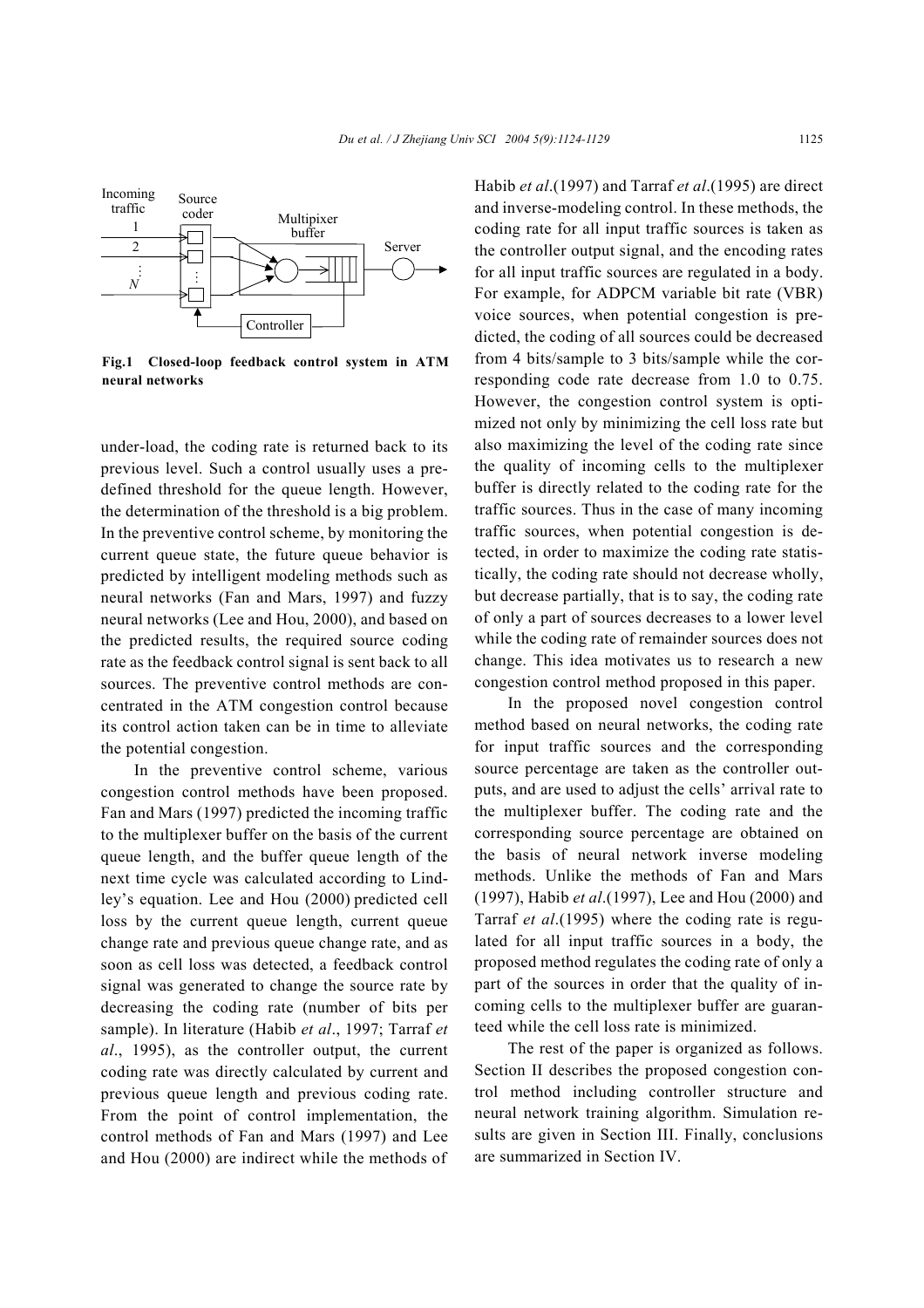Incoming traffic
Source coder
Multipixer buffer
Server
1
2
N
Controller

**Fig.1 Closed-loop feedback control system in ATM neural networks**

under-load, the coding rate is returned back to its previous level. Such a control usually uses a predefined threshold for the queue length. However, the determination of the threshold is a big problem. In the preventive control scheme, by monitoring the current queue state, the future queue behavior is predicted by intelligent modeling methods such as neural networks (Fan and Mars, 1997) and fuzzy neural networks (Lee and Hou, 2000), and based on the predicted results, the required source coding rate as the feedback control signal is sent back to all sources. The preventive control methods are concentrated in the ATM congestion control because its control action taken can be in time to alleviate the potential congestion.

In the preventive control scheme, various congestion control methods have been proposed. Fan and Mars (1997) predicted the incoming traffic to the multiplexer buffer on the basis of the current queue length, and the buffer queue length of the next time cycle was calculated according to Lindley's equation. Lee and Hou (2000) predicted cell loss by the current queue length, current queue change rate and previous queue change rate, and as soon as cell loss was detected, a feedback control signal was generated to change the source rate by decreasing the coding rate (number of bits per sample). In literature (Habib *et al*., 1997; Tarraf *et al*., 1995), as the controller output, the current coding rate was directly calculated by current and previous queue length and previous coding rate. From the point of control implementation, the control methods of Fan and Mars (1997) and Lee and Hou (2000) are indirect while the methods of Habib *et al*.(1997) and Tarraf *et al*.(1995) are direct and inverse-modeling control. In these methods, the coding rate for all input traffic sources is taken as the controller output signal, and the encoding rates for all input traffic sources are regulated in a body. For example, for ADPCM variable bit rate (VBR) voice sources, when potential congestion is predicted, the coding of all sources could be decreased from 4 bits/sample to 3 bits/sample while the corresponding code rate decrease from 1.0 to 0.75. However, the congestion control system is optimized not only by minimizing the cell loss rate but also maximizing the level of the coding rate since the quality of incoming cells to the multiplexer buffer is directly related to the coding rate for the traffic sources. Thus in the case of many incoming traffic sources, when potential congestion is detected, in order to maximize the coding rate statistically, the coding rate should not decrease wholly, but decrease partially, that is to say, the coding rate of only a part of sources decreases to a lower level while the coding rate of remainder sources does not change. This idea motivates us to research a new congestion control method proposed in this paper.

In the proposed novel congestion control method based on neural networks, the coding rate for input traffic sources and the corresponding source percentage are taken as the controller outputs, and are used to adjust the cells' arrival rate to the multiplexer buffer. The coding rate and the corresponding source percentage are obtained on the basis of neural network inverse modeling methods. Unlike the methods of Fan and Mars (1997), Habib *et al*.(1997), Lee and Hou (2000) and Tarraf *et al*.(1995) where the coding rate is regulated for all input traffic sources in a body, the proposed method regulates the coding rate of only a part of the sources in order that the quality of incoming cells to the multiplexer buffer are guaranteed while the cell loss rate is minimized.

The rest of the paper is organized as follows. Section II describes the proposed congestion control method including controller structure and neural network training algorithm. Simulation results are given in Section III. Finally, conclusions are summarized in Section IV.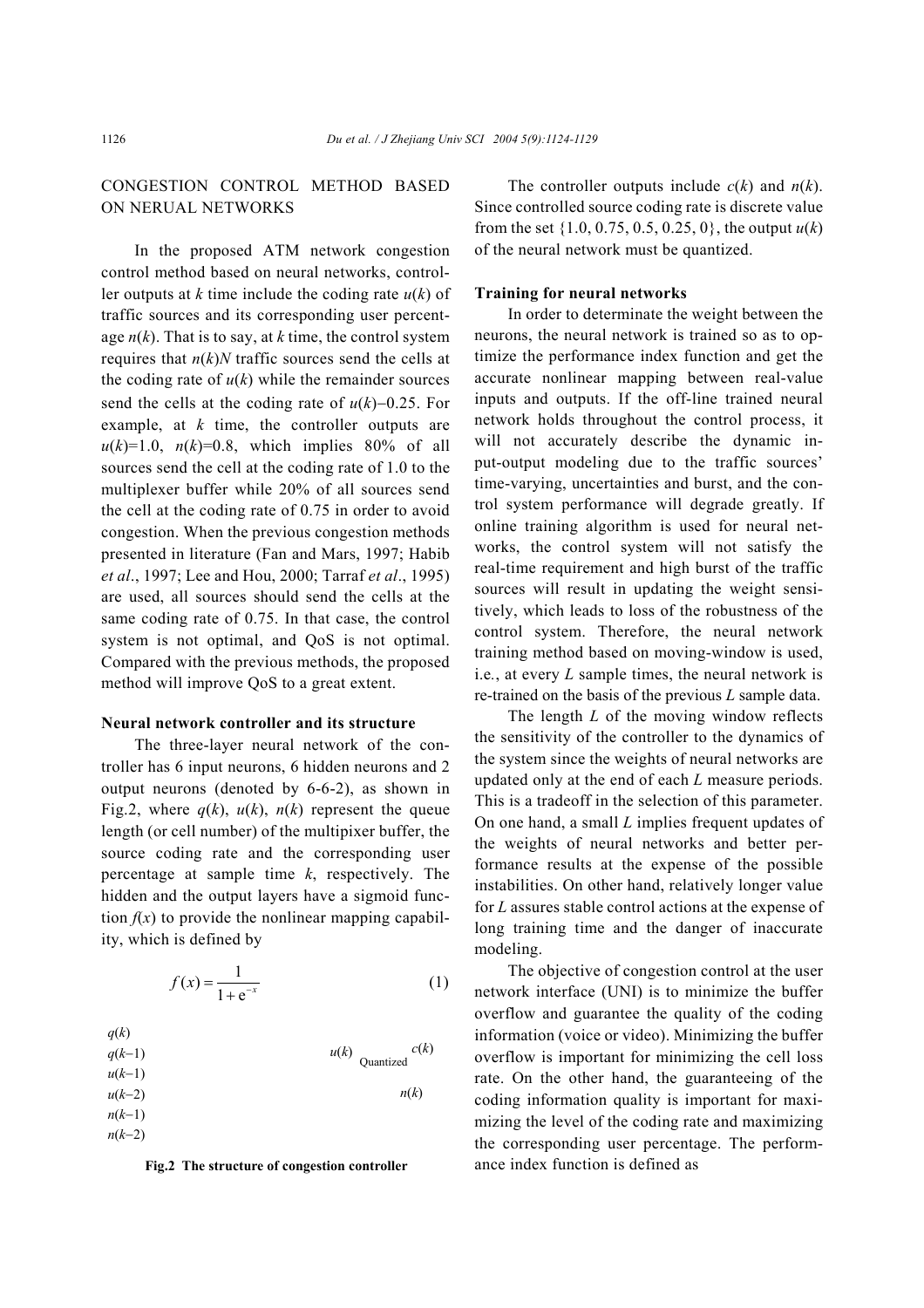## CONGESTION CONTROL METHOD BASED ON NERUAL NETWORKS

In the proposed ATM network congestion control method based on neural networks, controller outputs at $k$ time include the coding rate $u(k)$ of traffic sources and its corresponding user percentage $n(k)$. That is to say, at $k$ time, the control system requires that $n(k)N$ traffic sources send the cells at the coding rate of $u(k)$ while the remainder sources send the cells at the coding rate of $u(k)-0.25$. For example, at $k$ time, the controller outputs are $u(k)=1.0$, $n(k)=0.8$, which implies 80% of all sources send the cell at the coding rate of 1.0 to the multiplexer buffer while 20% of all sources send the cell at the coding rate of 0.75 in order to avoid congestion. When the previous congestion methods presented in literature (Fan and Mars, 1997; Habib *et al*., 1997; Lee and Hou, 2000; Tarraf *et al*., 1995) are used, all sources should send the cells at the same coding rate of 0.75. In that case, the control system is not optimal, and QoS is not optimal. Compared with the previous methods, the proposed method will improve QoS to a great extent.

### Neural network controller and its structure

The three-layer neural network of the controller has 6 input neurons, 6 hidden neurons and 2 output neurons (denoted by 6-6-2), as shown in Fig.2, where $q(k)$, $u(k)$, $n(k)$ represent the queue length (or cell number) of the multipixer buffer, the source coding rate and the corresponding user percentage at sample time $k$, respectively. The hidden and the output layers have a sigmoid function $f(x)$ to provide the nonlinear mapping capability, which is defined by

$$f(x)=\frac{1}{1+\mathrm{e}^{-x}} \tag{1}$$

$q(k)$
$q(k-1)$
$u(k-1)$
$u(k-2)$
$n(k-1)$
$n(k-2)$
$u(k)$
Quantized
$c(k)$
$n(k)$

**Fig.2 The structure of congestion controller**

The controller outputs include $c(k)$ and $n(k)$. Since controlled source coding rate is discrete value from the set {1.0, 0.75, 0.5, 0.25, 0}, the output $u(k)$ of the neural network must be quantized.

### Training for neural networks

In order to determinate the weight between the neurons, the neural network is trained so as to optimize the performance index function and get the accurate nonlinear mapping between real-value inputs and outputs. If the off-line trained neural network holds throughout the control process, it will not accurately describe the dynamic input-output modeling due to the traffic sources' time-varying, uncertainties and burst, and the control system performance will degrade greatly. If online training algorithm is used for neural networks, the control system will not satisfy the real-time requirement and high burst of the traffic sources will result in updating the weight sensitively, which leads to loss of the robustness of the control system. Therefore, the neural network training method based on moving-window is used, i.e., at every $L$ sample times, the neural network is re-trained on the basis of the previous $L$ sample data.

The length $L$ of the moving window reflects the sensitivity of the controller to the dynamics of the system since the weights of neural networks are updated only at the end of each $L$ measure periods. This is a tradeoff in the selection of this parameter. On one hand, a small $L$ implies frequent updates of the weights of neural networks and better performance results at the expense of the possible instabilities. On other hand, relatively longer value for $L$ assures stable control actions at the expense of long training time and the danger of inaccurate modeling.

The objective of congestion control at the user network interface (UNI) is to minimize the buffer overflow and guarantee the quality of the coding information (voice or video). Minimizing the buffer overflow is important for minimizing the cell loss rate. On the other hand, the guaranteeing of the coding information quality is important for maximizing the level of the coding rate and maximizing the corresponding user percentage. The performance index function is defined as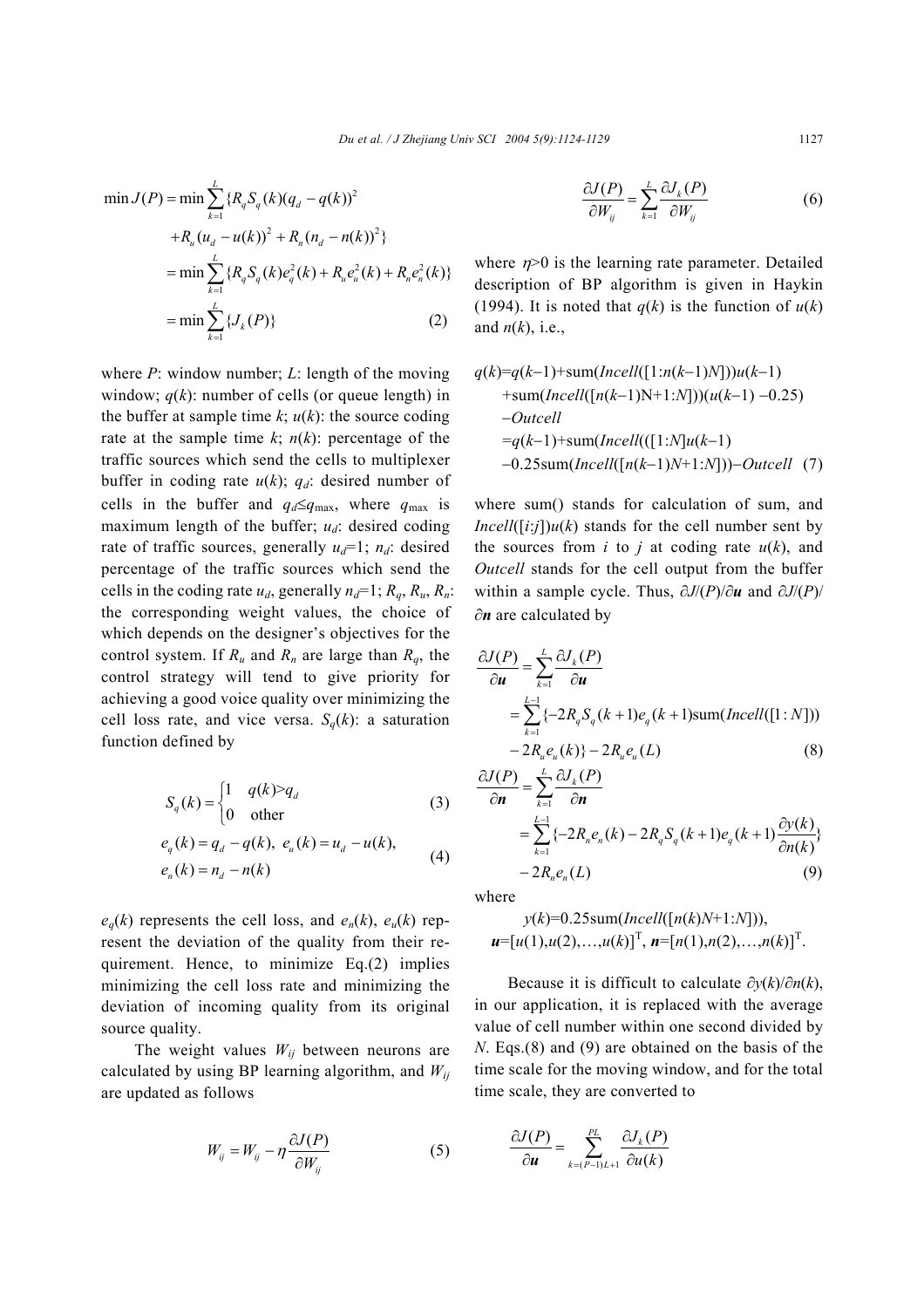$$\min J(P) = \min \sum_{k=1}^{L} \{R_q S_q(k)(q_d - q(k))^2$$
$$+ R_u(u_d - u(k))^2 + R_n(n_d - n(k))^2\}$$
$$= \min \sum_{k=1}^{L} \{R_q S_q(k) e_q^2(k) + R_u e_u^2(k) + R_n e_n^2(k)\}$$
$$= \min \sum_{k=1}^{L} \{J_k(P)\} \tag{2}$$

where $P$: window number; $L$: length of the moving window; $q(k)$: number of cells (or queue length) in the buffer at sample time $k$; $u(k)$: the source coding rate at the sample time $k$; $n(k)$: percentage of the traffic sources which send the cells to multiplexer buffer in coding rate $u(k)$; $q_d$: desired number of cells in the buffer and $q_d \le q_{\max}$, where $q_{\max}$ is maximum length of the buffer; $u_d$: desired coding rate of traffic sources, generally $u_d$=1; $n_d$: desired percentage of the traffic sources which send the cells in the coding rate $u_d$, generally $n_d$=1; $R_q$, $R_u$, $R_n$: the corresponding weight values, the choice of which depends on the designer's objectives for the control system. If $R_u$ and $R_n$ are large than $R_q$, the control strategy will tend to give priority for achieving a good voice quality over minimizing the cell loss rate, and vice versa. $S_q(k)$: a saturation function defined by

$$S_q(k) = \begin{cases} 1 & q(k) > q_d \\ 0 & \text{other} \end{cases} \tag{3}$$

$$e_q(k) = q_d - q(k),\ e_u(k) = u_d - u(k),$$
$$e_n(k) = n_d - n(k) \tag{4}$$

$e_q(k)$ represents the cell loss, and $e_n(k)$, $e_u(k)$ represent the deviation of the quality from their requirement. Hence, to minimize Eq.(2) implies minimizing the cell loss rate and minimizing the deviation of incoming quality from its original source quality.

The weight values $W_{ij}$ between neurons are calculated by using BP learning algorithm, and $W_{ij}$ are updated as follows

$$W_{ij} = W_{ij} - \eta \frac{\partial J(P)}{\partial W_{ij}} \tag{5}$$

$$\frac{\partial J(P)}{\partial W_{ij}} = \sum_{k=1}^{L} \frac{\partial J_k(P)}{\partial W_{ij}} \tag{6}$$

where $\eta$>0 is the learning rate parameter. Detailed description of BP algorithm is given in Haykin (1994). It is noted that $q(k)$ is the function of $u(k)$ and $n(k)$, i.e.,

$$q(k)=q(k-1)+\text{sum}(Incell([1{:}n(k-1)N]))u(k-1)$$
$$+\text{sum}(Incell([n(k-1)\text{N}+1{:}N]))(u(k-1)-0.25)$$
$$-Outcell$$
$$=q(k-1)+\text{sum}(Incell(([1{:}N]u(k-1)$$
$$-0.25\text{sum}(Incell([n(k-1)N+1{:}N]))-Outcell \tag{7}$$

where sum() stands for calculation of sum, and $Incell([i{:}j])u(k)$ stands for the cell number sent by the sources from $i$ to $j$ at coding rate $u(k)$, and $Outcell$ stands for the cell output from the buffer within a sample cycle. Thus, $\partial J/(P)/\partial \boldsymbol{u}$ and $\partial J/(P)/\partial \boldsymbol{n}$ are calculated by

$$\frac{\partial J(P)}{\partial \boldsymbol{u}} = \sum_{k=1}^{L} \frac{\partial J_k(P)}{\partial \boldsymbol{u}}$$
$$= \sum_{k=1}^{L-1} \{-2R_q S_q(k+1) e_q(k+1) \text{sum}(Incell([1:N]))$$
$$-2R_u e_u(k)\} - 2R_u e_u(L) \tag{8}$$

$$\frac{\partial J(P)}{\partial \boldsymbol{n}} = \sum_{k=1}^{L} \frac{\partial J_k(P)}{\partial \boldsymbol{n}}$$
$$= \sum_{k=1}^{L-1} \{-2R_n e_n(k) - 2R_q S_q(k+1) e_q(k+1) \frac{\partial y(k)}{\partial n(k)}\}$$
$$-2R_n e_n(L) \tag{9}$$

where

$$y(k)=0.25\text{sum}(Incell([n(k)N+1{:}N])),$$
$$\boldsymbol{u}=[u(1),u(2),\ldots,u(k)]^{\text{T}},\ \boldsymbol{n}=[n(1),n(2),\ldots,n(k)]^{\text{T}}.$$

Because it is difficult to calculate $\partial y(k)/\partial n(k)$, in our application, it is replaced with the average value of cell number within one second divided by $N$. Eqs.(8) and (9) are obtained on the basis of the time scale for the moving window, and for the total time scale, they are converted to

$$\frac{\partial J(P)}{\partial \boldsymbol{u}} = \sum_{k=(P-1)L+1}^{PL} \frac{\partial J_k(P)}{\partial u(k)}$$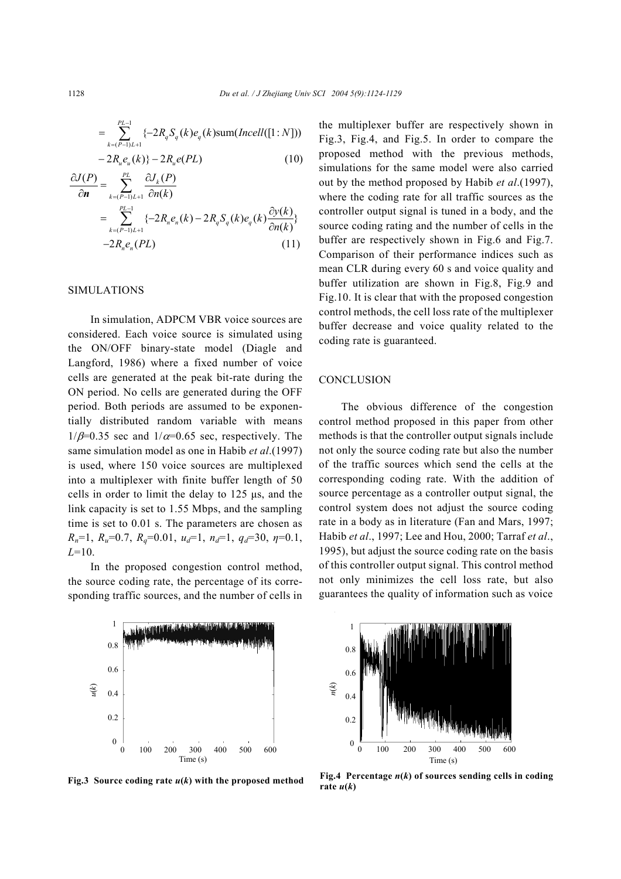$$= \sum_{k=(P-1)L+1}^{PL-1} \{-2R_q S_q(k) e_q(k) \text{sum}(Incell([1:N]))$$

$$-2R_u e_u(k)\} - 2R_u e(PL) \tag{10}$$

$$\frac{\partial J(P)}{\partial \boldsymbol{n}} = \sum_{k=(P-1)L+1}^{PL} \frac{\partial J_k(P)}{\partial n(k)}$$

$$= \sum_{k=(P-1)L+1}^{PL-1} \{-2R_n e_n(k) - 2R_q S_q(k) e_q(k) \frac{\partial y(k)}{\partial n(k)}\}$$

$$-2R_n e_n(PL) \tag{11}$$

## SIMULATIONS

In simulation, ADPCM VBR voice sources are considered. Each voice source is simulated using the ON/OFF binary-state model (Diagle and Langford, 1986) where a fixed number of voice cells are generated at the peak bit-rate during the ON period. No cells are generated during the OFF period. Both periods are assumed to be exponentially distributed random variable with means $1/\beta$=0.35 sec and $1/\alpha$=0.65 sec, respectively. The same simulation model as one in Habib *et al*.(1997) is used, where 150 voice sources are multiplexed into a multiplexer with finite buffer length of 50 cells in order to limit the delay to 125 μs, and the link capacity is set to 1.55 Mbps, and the sampling time is set to 0.01 s. The parameters are chosen as $R_n$=1, $R_u$=0.7, $R_q$=0.01, $u_d$=1, $n_d$=1, $q_d$=30, $\eta$=0.1, $L$=10.

In the proposed congestion control method, the source coding rate, the percentage of its corresponding traffic sources, and the number of cells in the multiplexer buffer are respectively shown in Fig.3, Fig.4, and Fig.5. In order to compare the proposed method with the previous methods, simulations for the same model were also carried out by the method proposed by Habib *et al*.(1997), where the coding rate for all traffic sources as the controller output signal is tuned in a body, and the source coding rating and the number of cells in the buffer are respectively shown in Fig.6 and Fig.7. Comparison of their performance indices such as mean CLR during every 60 s and voice quality and buffer utilization are shown in Fig.8, Fig.9 and Fig.10. It is clear that with the proposed congestion control methods, the cell loss rate of the multiplexer buffer decrease and voice quality related to the coding rate is guaranteed.

## CONCLUSION

The obvious difference of the congestion control method proposed in this paper from other methods is that the controller output signals include not only the source coding rate but also the number of the traffic sources which send the cells at the corresponding coding rate. With the addition of source percentage as a controller output signal, the control system does not adjust the source coding rate in a body as in literature (Fan and Mars, 1997; Habib *et al*., 1997; Lee and Hou, 2000; Tarraf *et al*., 1995), but adjust the source coding rate on the basis of this controller output signal. This control method not only minimizes the cell loss rate, but also guarantees the quality of information such as voice

**Fig.3 Source coding rate $u(k)$ with the proposed method**

**Fig.4 Percentage $n(k)$ of sources sending cells in coding rate $u(k)$**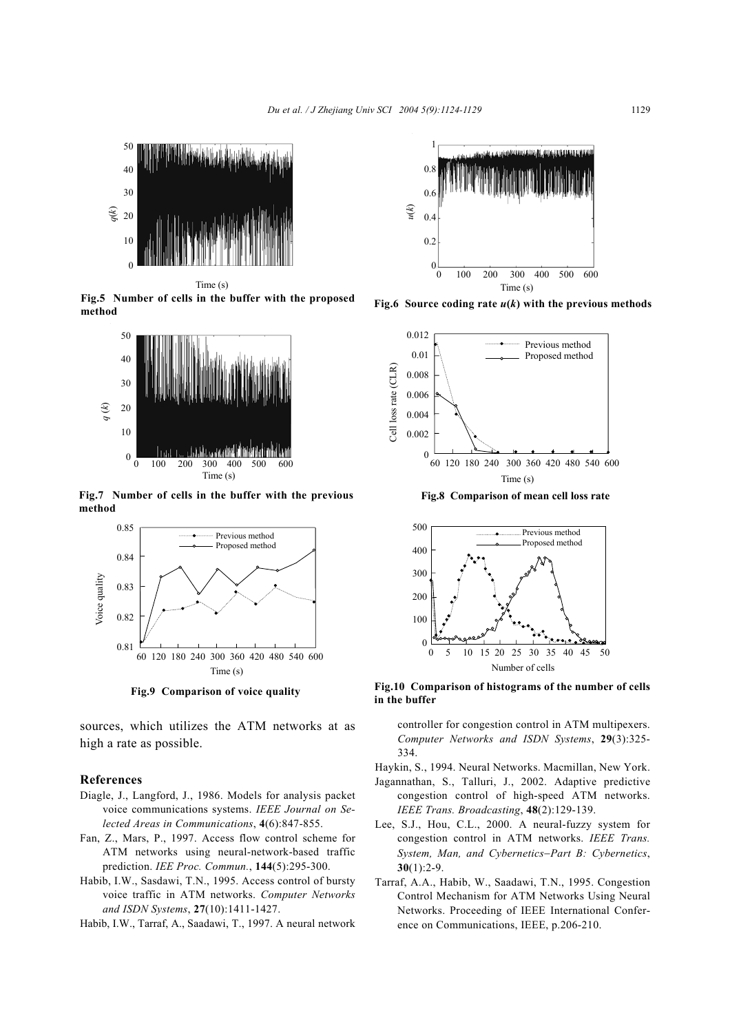50

40

30

$q(k)$ 20

10

0

Time (s)

**Fig.5 Number of cells in the buffer with the proposed method**

1

0.8

0.6

$u(k)$ 0.4

0.2

0

0 100 200 300 400 500 600

Time (s)

**Fig.6 Source coding rate $u(k)$ with the previous methods**

50

40

30

$q(k)$ 20

10

0

0 100 200 300 400 500 600

Time (s)

**Fig.7 Number of cells in the buffer with the previous method**

0.012

0.01

0.008

0.006

0.004

0.002

0

Cell loss rate (CLR)

Previous method

Proposed method

60 120 180 240 300 360 420 480 540 600

Time (s)

**Fig.8 Comparison of mean cell loss rate**

0.85

0.84

0.83

0.82

0.81

Voice quality

Previous method

Proposed method

60 120 180 240 300 360 420 480 540 600

Time (s)

**Fig.9 Comparison of voice quality**

500

400

300

200

100

0

Previous method

Proposed method

0 5 10 15 20 25 30 35 40 45 50

Number of cells

**Fig.10 Comparison of histograms of the number of cells in the buffer**

sources, which utilizes the ATM networks at as high a rate as possible.

## References

Diagle, J., Langford, J., 1986. Models for analysis packet voice communications systems. *IEEE Journal on Selected Areas in Communications*, **4**(6):847-855.

Fan, Z., Mars, P., 1997. Access flow control scheme for ATM networks using neural-network-based traffic prediction. *IEE Proc. Commun.*, **144**(5):295-300.

Habib, I.W., Sasdawi, T.N., 1995. Access control of bursty voice traffic in ATM networks. *Computer Networks and ISDN Systems*, **27**(10):1411-1427.

Habib, I.W., Tarraf, A., Saadawi, T., 1997. A neural network controller for congestion control in ATM multipexers. *Computer Networks and ISDN Systems*, **29**(3):325-334.

Haykin, S., 1994. Neural Networks. Macmillan, New York.

Jagannathan, S., Talluri, J., 2002. Adaptive predictive congestion control of high-speed ATM networks. *IEEE Trans. Broadcasting*, **48**(2):129-139.

Lee, S.J., Hou, C.L., 2000. A neural-fuzzy system for congestion control in ATM networks. *IEEE Trans. System, Man, and Cybernetics–Part B: Cybernetics*, **30**(1):2-9.

Tarraf, A.A., Habib, W., Saadawi, T.N., 1995. Congestion Control Mechanism for ATM Networks Using Neural Networks. Proceeding of IEEE International Conference on Communications, IEEE, p.206-210.